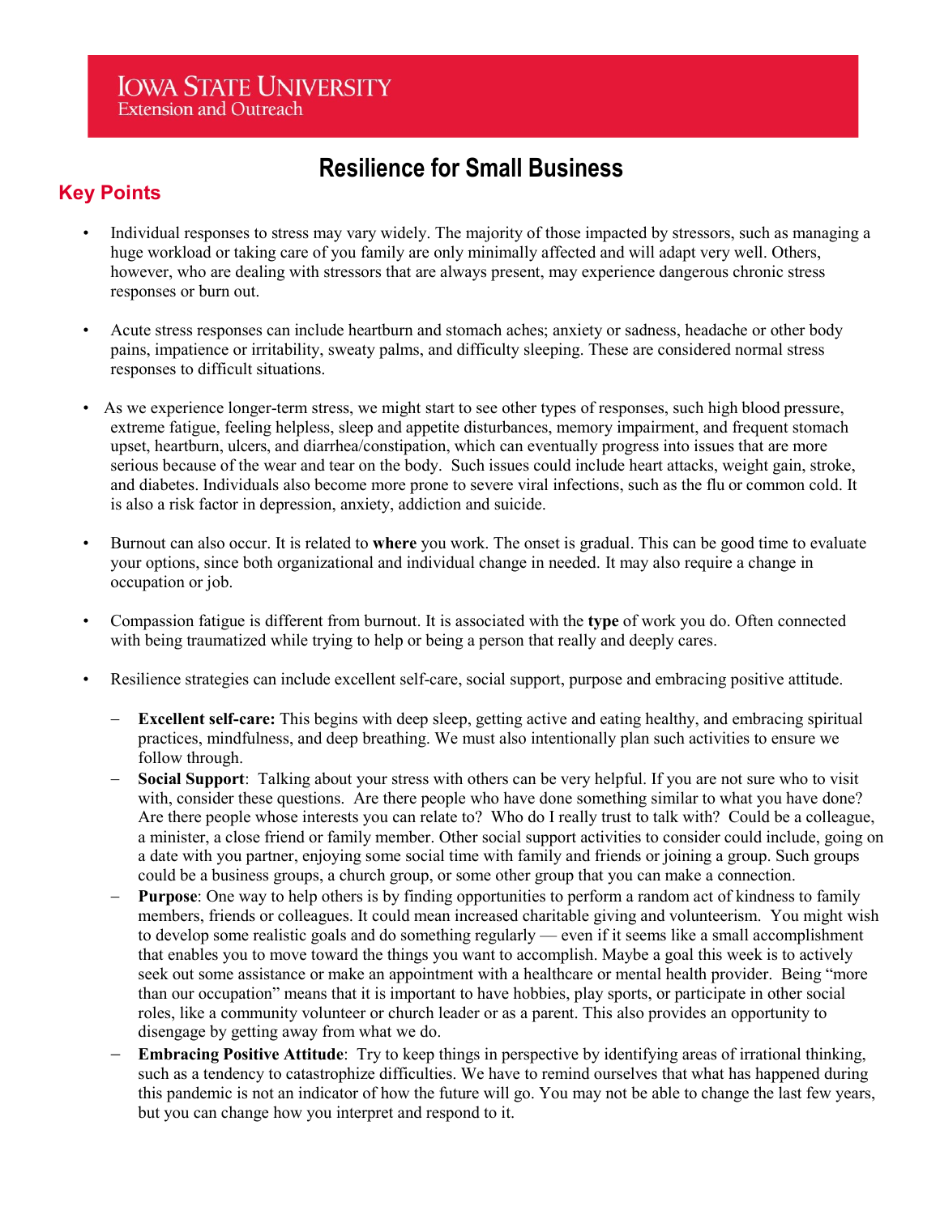**Iowa State University**
Extension and Outreach

# Resilience for Small Business

## Key Points

- Individual responses to stress may vary widely. The majority of those impacted by stressors, such as managing a huge workload or taking care of you family are only minimally affected and will adapt very well. Others, however, who are dealing with stressors that are always present, may experience dangerous chronic stress responses or burn out.

- Acute stress responses can include heartburn and stomach aches; anxiety or sadness, headache or other body pains, impatience or irritability, sweaty palms, and difficulty sleeping. These are considered normal stress responses to difficult situations.

- As we experience longer-term stress, we might start to see other types of responses, such high blood pressure, extreme fatigue, feeling helpless, sleep and appetite disturbances, memory impairment, and frequent stomach upset, heartburn, ulcers, and diarrhea/constipation, which can eventually progress into issues that are more serious because of the wear and tear on the body. Such issues could include heart attacks, weight gain, stroke, and diabetes. Individuals also become more prone to severe viral infections, such as the flu or common cold. It is also a risk factor in depression, anxiety, addiction and suicide.

- Burnout can also occur. It is related to **where** you work. The onset is gradual. This can be good time to evaluate your options, since both organizational and individual change in needed. It may also require a change in occupation or job.

- Compassion fatigue is different from burnout. It is associated with the **type** of work you do. Often connected with being traumatized while trying to help or being a person that really and deeply cares.

- Resilience strategies can include excellent self-care, social support, purpose and embracing positive attitude.
  - **Excellent self-care:** This begins with deep sleep, getting active and eating healthy, and embracing spiritual practices, mindfulness, and deep breathing. We must also intentionally plan such activities to ensure we follow through.
  - **Social Support**: Talking about your stress with others can be very helpful. If you are not sure who to visit with, consider these questions. Are there people who have done something similar to what you have done? Are there people whose interests you can relate to? Who do I really trust to talk with? Could be a colleague, a minister, a close friend or family member. Other social support activities to consider could include, going on a date with you partner, enjoying some social time with family and friends or joining a group. Such groups could be a business groups, a church group, or some other group that you can make a connection.
  - **Purpose**: One way to help others is by finding opportunities to perform a random act of kindness to family members, friends or colleagues. It could mean increased charitable giving and volunteerism. You might wish to develop some realistic goals and do something regularly — even if it seems like a small accomplishment that enables you to move toward the things you want to accomplish. Maybe a goal this week is to actively seek out some assistance or make an appointment with a healthcare or mental health provider. Being "more than our occupation" means that it is important to have hobbies, play sports, or participate in other social roles, like a community volunteer or church leader or as a parent. This also provides an opportunity to disengage by getting away from what we do.
  - **Embracing Positive Attitude**: Try to keep things in perspective by identifying areas of irrational thinking, such as a tendency to catastrophize difficulties. We have to remind ourselves that what has happened during this pandemic is not an indicator of how the future will go. You may not be able to change the last few years, but you can change how you interpret and respond to it.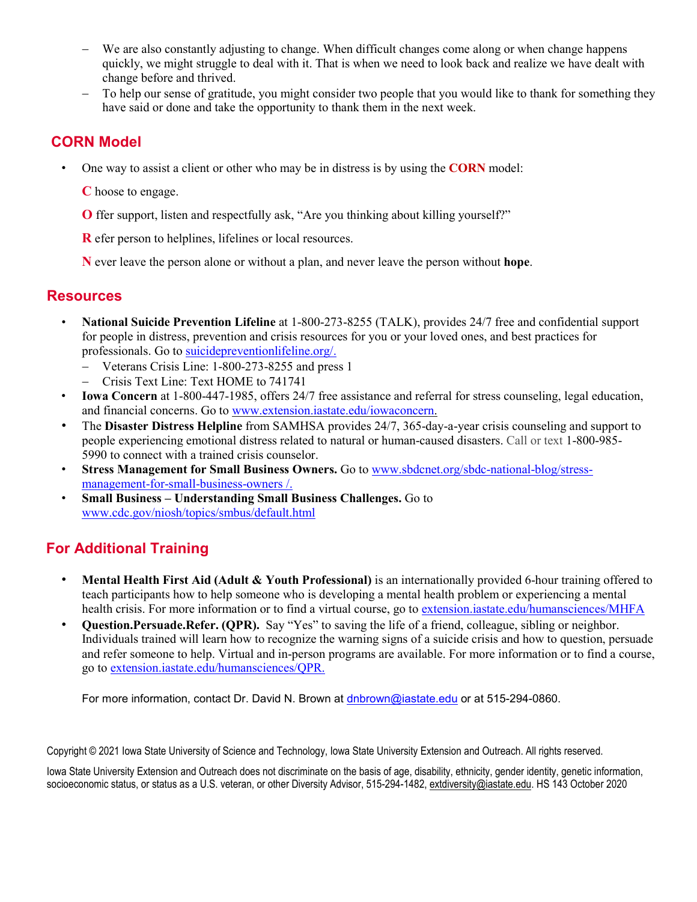- We are also constantly adjusting to change. When difficult changes come along or when change happens quickly, we might struggle to deal with it. That is when we need to look back and realize we have dealt with change before and thrived.
- To help our sense of gratitude, you might consider two people that you would like to thank for something they have said or done and take the opportunity to thank them in the next week.

## CORN Model

- One way to assist a client or other who may be in distress is by using the **CORN** model:

  **C** hoose to engage.

  **O** ffer support, listen and respectfully ask, "Are you thinking about killing yourself?"

  **R** efer person to helplines, lifelines or local resources.

  **N** ever leave the person alone or without a plan, and never leave the person without **hope**.

## Resources

- **National Suicide Prevention Lifeline** at 1-800-273-8255 (TALK), provides 24/7 free and confidential support for people in distress, prevention and crisis resources for you or your loved ones, and best practices for professionals. Go to suicidepreventionlifeline.org/.
  - Veterans Crisis Line: 1-800-273-8255 and press 1
  - Crisis Text Line: Text HOME to 741741
- **Iowa Concern** at 1-800-447-1985, offers 24/7 free assistance and referral for stress counseling, legal education, and financial concerns. Go to www.extension.iastate.edu/iowaconcern.
- The **Disaster Distress Helpline** from SAMHSA provides 24/7, 365-day-a-year crisis counseling and support to people experiencing emotional distress related to natural or human-caused disasters. Call or text 1-800-985-5990 to connect with a trained crisis counselor.
- **Stress Management for Small Business Owners.** Go to www.sbdcnet.org/sbdc-national-blog/stress-management-for-small-business-owners /.
- **Small Business – Understanding Small Business Challenges.** Go to www.cdc.gov/niosh/topics/smbus/default.html

## For Additional Training

- **Mental Health First Aid (Adult & Youth Professional)** is an internationally provided 6-hour training offered to teach participants how to help someone who is developing a mental health problem or experiencing a mental health crisis. For more information or to find a virtual course, go to extension.iastate.edu/humansciences/MHFA
- **Question.Persuade.Refer. (QPR).** Say "Yes" to saving the life of a friend, colleague, sibling or neighbor. Individuals trained will learn how to recognize the warning signs of a suicide crisis and how to question, persuade and refer someone to help. Virtual and in-person programs are available. For more information or to find a course, go to extension.iastate.edu/humansciences/QPR.

For more information, contact Dr. David N. Brown at dnbrown@iastate.edu or at 515-294-0860.

Copyright © 2021 Iowa State University of Science and Technology, Iowa State University Extension and Outreach. All rights reserved.

Iowa State University Extension and Outreach does not discriminate on the basis of age, disability, ethnicity, gender identity, genetic information, socioeconomic status, or status as a U.S. veteran, or other Diversity Advisor, 515-294-1482, extdiversity@iastate.edu. HS 143 October 2020